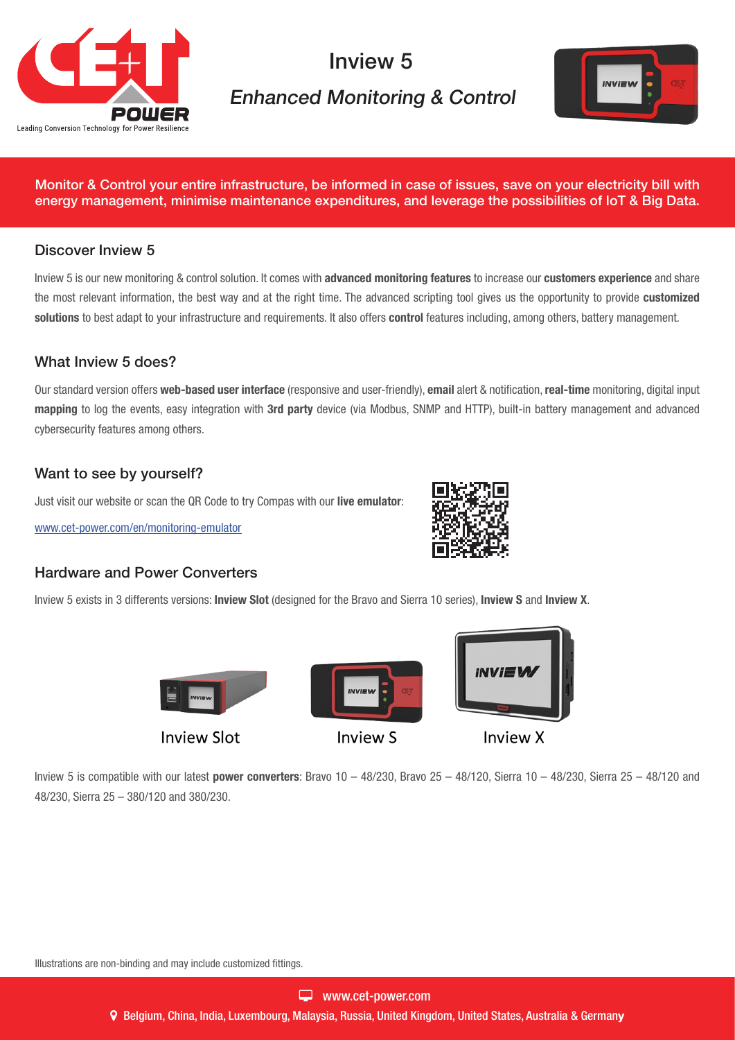# Inview 5

## *Enhanced Monitoring & Control*

**Monitor & Control your entire infrastructure, be informed in case of issues, save on your electricity bill with energy management, minimise maintenance expenditures, and leverage the possibilities of IoT & Big Data.**

### Discover Inview 5

Inview 5 is our new monitoring & control solution. It comes with **advanced monitoring features** to increase our **customers experience** and share the most relevant information, the best way and at the right time. The advanced scripting tool gives us the opportunity to provide **customized solutions** to best adapt to your infrastructure and requirements. It also offers **control** features including, among others, battery management.

### What Inview 5 does?

Our standard version offers **web-based user interface** (responsive and user-friendly), **email** alert & notification, **real-time** monitoring, digital input **mapping** to log the events, easy integration with **3rd party** device (via Modbus, SNMP and HTTP), built-in battery management and advanced cybersecurity features among others.

### Want to see by yourself?

Just visit our website or scan the QR Code to try Compas with our **live emulator**:

www.cet-power.com/en/monitoring-emulator

### Hardware and Power Converters

Inview 5 exists in 3 differents versions: **Inview Slot** (designed for the Bravo and Sierra 10 series), **Inview S** and **Inview X**.

Inview Slot

Inview S

Inview X

Inview 5 is compatible with our latest **power converters**: Bravo 10 – 48/230, Bravo 25 – 48/120, Sierra 10 – 48/230, Sierra 25 – 48/120 and 48/230, Sierra 25 – 380/120 and 380/230.

Illustrations are non-binding and may include customized fittings.

www.cet-power.com

Belgium, China, India, Luxembourg, Malaysia, Russia, United Kingdom, United States, Australia & Germany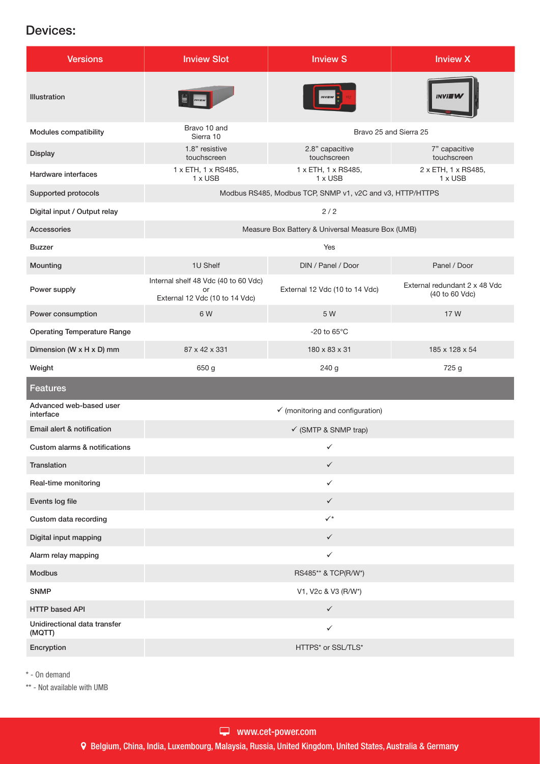## Devices:

| Versions | Inview Slot | Inview S | Inview X |
|---|---|---|---|
| Illustration | | | |
| Modules compatibility | Bravo 10 and Sierra 10 | Bravo 25 and Sierra 25 | |
| Display | 1.8" resistive touchscreen | 2.8" capacitive touchscreen | 7" capacitive touchscreen |
| Hardware interfaces | 1 x ETH, 1 x RS485, 1 x USB | 1 x ETH, 1 x RS485, 1 x USB | 2 x ETH, 1 x RS485, 1 x USB |
| Supported protocols | Modbus RS485, Modbus TCP, SNMP v1, v2C and v3, HTTP/HTTPS | | |
| Digital input / Output relay | 2 / 2 | | |
| Accessories | Measure Box Battery & Universal Measure Box (UMB) | | |
| Buzzer | Yes | | |
| Mounting | 1U Shelf | DIN / Panel / Door | Panel / Door |
| Power supply | Internal shelf 48 Vdc (40 to 60 Vdc) or External 12 Vdc (10 to 14 Vdc) | External 12 Vdc (10 to 14 Vdc) | External redundant 2 x 48 Vdc (40 to 60 Vdc) |
| Power consumption | 6 W | 5 W | 17 W |
| Operating Temperature Range | -20 to 65°C | | |
| Dimension (W x H x D) mm | 87 x 42 x 331 | 180 x 83 x 31 | 185 x 128 x 54 |
| Weight | 650 g | 240 g | 725 g |
| **Features** | | | |
| Advanced web-based user interface | ✓ (monitoring and configuration) | | |
| Email alert & notification | ✓ (SMTP & SNMP trap) | | |
| Custom alarms & notifications | ✓ | | |
| Translation | ✓ | | |
| Real-time monitoring | ✓ | | |
| Events log file | ✓ | | |
| Custom data recording | ✓* | | |
| Digital input mapping | ✓ | | |
| Alarm relay mapping | ✓ | | |
| Modbus | RS485** & TCP(R/W*) | | |
| SNMP | V1, V2c & V3 (R/W*) | | |
| HTTP based API | ✓ | | |
| Unidirectional data transfer (MQTT) | ✓ | | |
| Encryption | HTTPS* or SSL/TLS* | | |

* - On demand

** - Not available with UMB

www.cet-power.com

Belgium, China, India, Luxembourg, Malaysia, Russia, United Kingdom, United States, Australia & Germany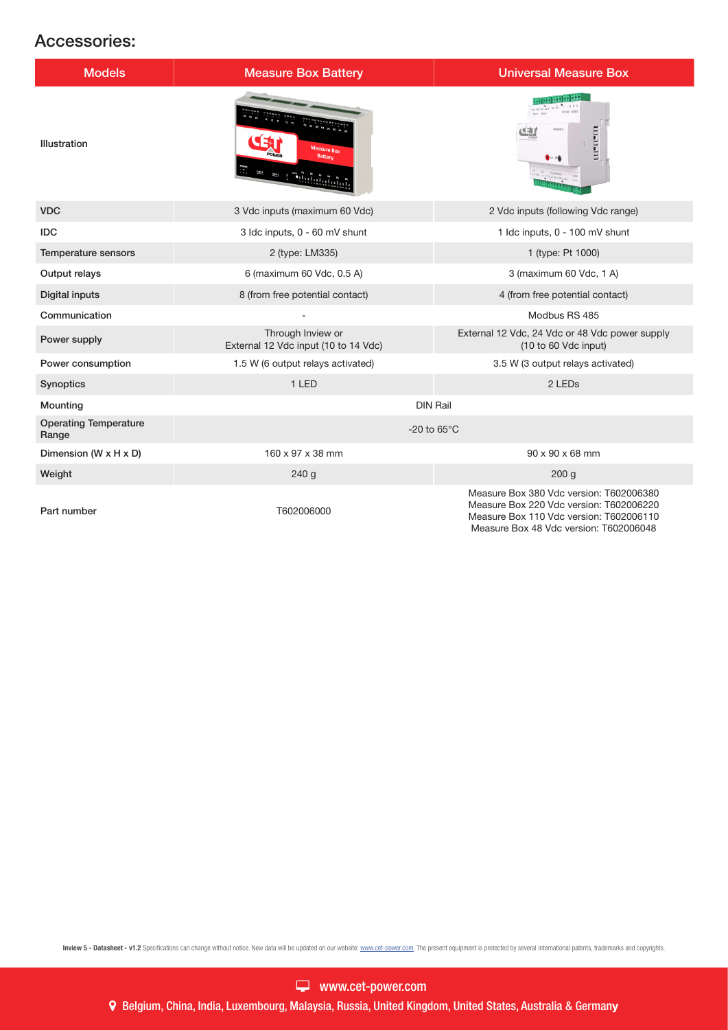## Accessories:

| Models | Measure Box Battery | Universal Measure Box |
|---|---|---|
| Illustration | | |
| VDC | 3 Vdc inputs (maximum 60 Vdc) | 2 Vdc inputs (following Vdc range) |
| IDC | 3 Idc inputs, 0 - 60 mV shunt | 1 Idc inputs, 0 - 100 mV shunt |
| Temperature sensors | 2 (type: LM335) | 1 (type: Pt 1000) |
| Output relays | 6 (maximum 60 Vdc, 0.5 A) | 3 (maximum 60 Vdc, 1 A) |
| Digital inputs | 8 (from free potential contact) | 4 (from free potential contact) |
| Communication | - | Modbus RS 485 |
| Power supply | Through Inview or External 12 Vdc input (10 to 14 Vdc) | External 12 Vdc, 24 Vdc or 48 Vdc power supply (10 to 60 Vdc input) |
| Power consumption | 1.5 W (6 output relays activated) | 3.5 W (3 output relays activated) |
| Synoptics | 1 LED | 2 LEDs |
| Mounting | DIN Rail | |
| Operating Temperature Range | -20 to 65°C | |
| Dimension (W x H x D) | 160 x 97 x 38 mm | 90 x 90 x 68 mm |
| Weight | 240 g | 200 g |
| Part number | T602006000 | Measure Box 380 Vdc version: T602006380<br>Measure Box 220 Vdc version: T602006220<br>Measure Box 110 Vdc version: T602006110<br>Measure Box 48 Vdc version: T602006048 |

**Inview 5 - Datasheet - v1.2** Specifications can change without notice. New data will be updated on our website: www.cet-power.com. The present equipment is protected by several international patents, trademarks and copyrights.

www.cet-power.com

Belgium, China, India, Luxembourg, Malaysia, Russia, United Kingdom, United States, Australia & Germany